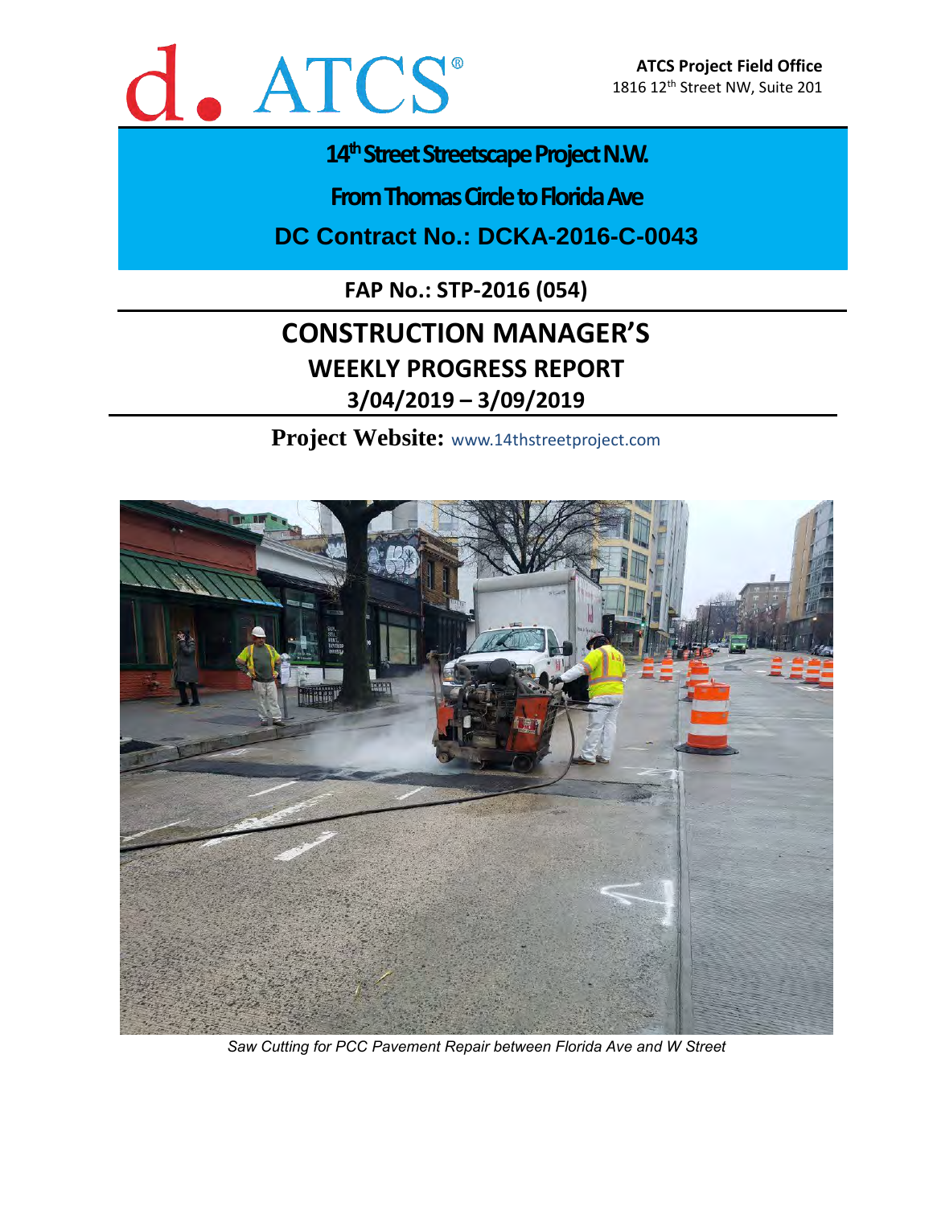d. ATCS®

**ATCS Project Field Office**
1816 12th Street NW, Suite 201

# 14th Street Streetscape Project N.W.

# From Thomas Circle to Florida Ave

# DC Contract No.: DCKA-2016-C-0043

**FAP No.: STP-2016 (054)**

# CONSTRUCTION MANAGER'S

## WEEKLY PROGRESS REPORT

## 3/04/2019 – 3/09/2019

**Project Website:** www.14thstreetproject.com

*Saw Cutting for PCC Pavement Repair between Florida Ave and W Street*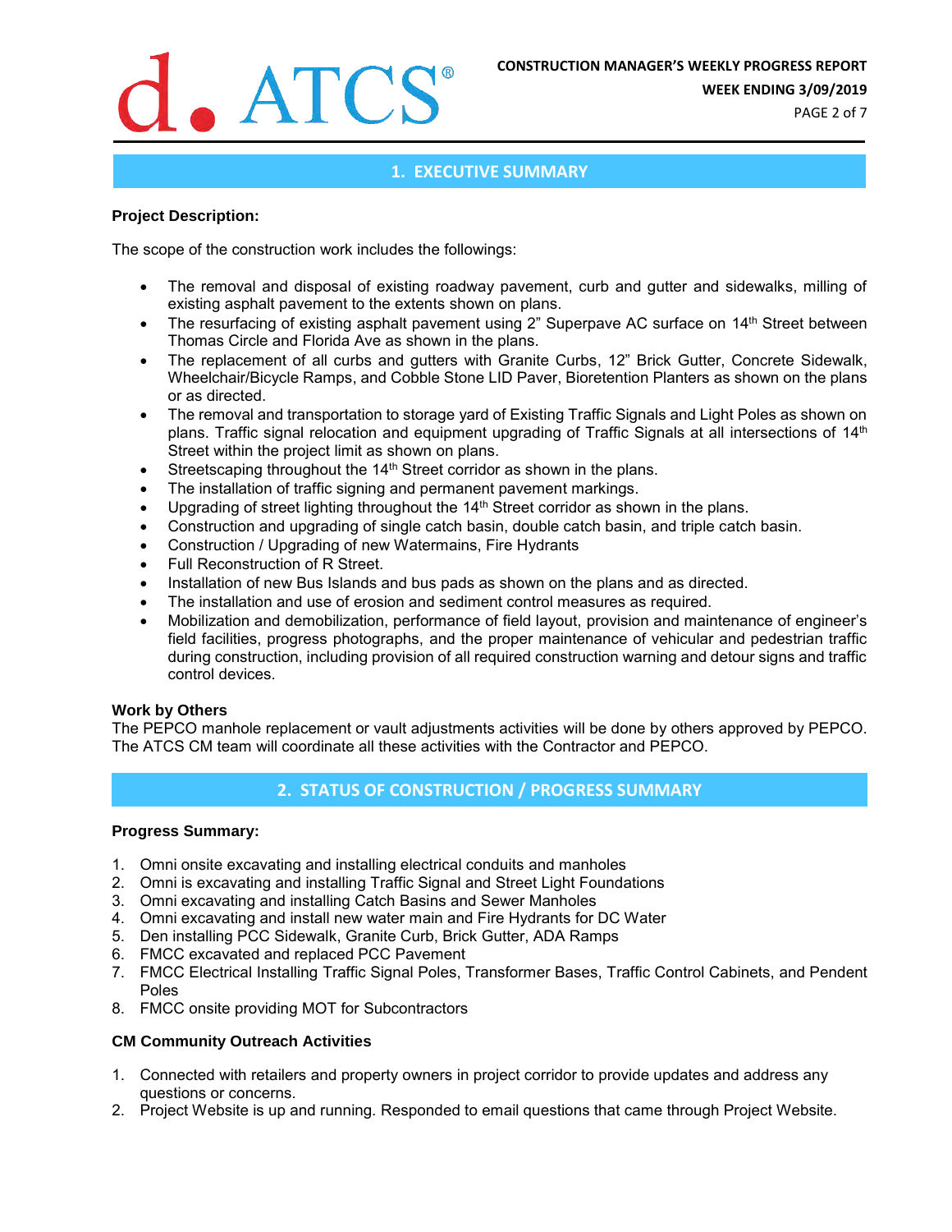## 1. EXECUTIVE SUMMARY

**Project Description:**

The scope of the construction work includes the followings:

- The removal and disposal of existing roadway pavement, curb and gutter and sidewalks, milling of existing asphalt pavement to the extents shown on plans.
- The resurfacing of existing asphalt pavement using 2" Superpave AC surface on 14th Street between Thomas Circle and Florida Ave as shown in the plans.
- The replacement of all curbs and gutters with Granite Curbs, 12" Brick Gutter, Concrete Sidewalk, Wheelchair/Bicycle Ramps, and Cobble Stone LID Paver, Bioretention Planters as shown on the plans or as directed.
- The removal and transportation to storage yard of Existing Traffic Signals and Light Poles as shown on plans. Traffic signal relocation and equipment upgrading of Traffic Signals at all intersections of 14th Street within the project limit as shown on plans.
- Streetscaping throughout the 14th Street corridor as shown in the plans.
- The installation of traffic signing and permanent pavement markings.
- Upgrading of street lighting throughout the 14th Street corridor as shown in the plans.
- Construction and upgrading of single catch basin, double catch basin, and triple catch basin.
- Construction / Upgrading of new Watermains, Fire Hydrants
- Full Reconstruction of R Street.
- Installation of new Bus Islands and bus pads as shown on the plans and as directed.
- The installation and use of erosion and sediment control measures as required.
- Mobilization and demobilization, performance of field layout, provision and maintenance of engineer's field facilities, progress photographs, and the proper maintenance of vehicular and pedestrian traffic during construction, including provision of all required construction warning and detour signs and traffic control devices.

**Work by Others**

The PEPCO manhole replacement or vault adjustments activities will be done by others approved by PEPCO. The ATCS CM team will coordinate all these activities with the Contractor and PEPCO.

## 2. STATUS OF CONSTRUCTION / PROGRESS SUMMARY

**Progress Summary:**

1. Omni onsite excavating and installing electrical conduits and manholes
2. Omni is excavating and installing Traffic Signal and Street Light Foundations
3. Omni excavating and installing Catch Basins and Sewer Manholes
4. Omni excavating and install new water main and Fire Hydrants for DC Water
5. Den installing PCC Sidewalk, Granite Curb, Brick Gutter, ADA Ramps
6. FMCC excavated and replaced PCC Pavement
7. FMCC Electrical Installing Traffic Signal Poles, Transformer Bases, Traffic Control Cabinets, and Pendent Poles
8. FMCC onsite providing MOT for Subcontractors

**CM Community Outreach Activities**

1. Connected with retailers and property owners in project corridor to provide updates and address any questions or concerns.
2. Project Website is up and running. Responded to email questions that came through Project Website.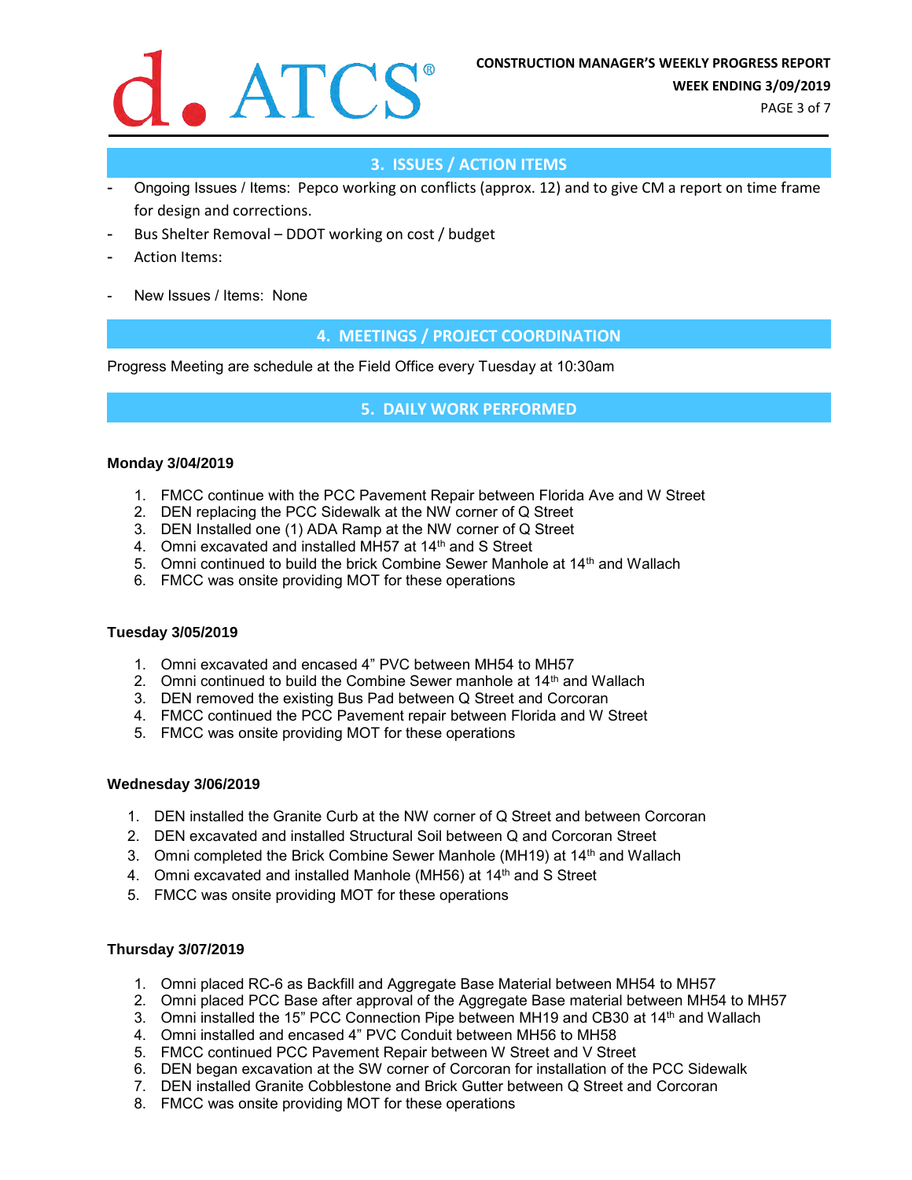## 3. ISSUES / ACTION ITEMS

- Ongoing Issues / Items: Pepco working on conflicts (approx. 12) and to give CM a report on time frame for design and corrections.
- Bus Shelter Removal – DDOT working on cost / budget
- Action Items:
- New Issues / Items: None

## 4. MEETINGS / PROJECT COORDINATION

Progress Meeting are schedule at the Field Office every Tuesday at 10:30am

## 5. DAILY WORK PERFORMED

**Monday 3/04/2019**

1. FMCC continue with the PCC Pavement Repair between Florida Ave and W Street
2. DEN replacing the PCC Sidewalk at the NW corner of Q Street
3. DEN Installed one (1) ADA Ramp at the NW corner of Q Street
4. Omni excavated and installed MH57 at 14th and S Street
5. Omni continued to build the brick Combine Sewer Manhole at 14th and Wallach
6. FMCC was onsite providing MOT for these operations

**Tuesday 3/05/2019**

1. Omni excavated and encased 4" PVC between MH54 to MH57
2. Omni continued to build the Combine Sewer manhole at 14th and Wallach
3. DEN removed the existing Bus Pad between Q Street and Corcoran
4. FMCC continued the PCC Pavement repair between Florida and W Street
5. FMCC was onsite providing MOT for these operations

**Wednesday 3/06/2019**

1. DEN installed the Granite Curb at the NW corner of Q Street and between Corcoran
2. DEN excavated and installed Structural Soil between Q and Corcoran Street
3. Omni completed the Brick Combine Sewer Manhole (MH19) at 14th and Wallach
4. Omni excavated and installed Manhole (MH56) at 14th and S Street
5. FMCC was onsite providing MOT for these operations

**Thursday 3/07/2019**

1. Omni placed RC-6 as Backfill and Aggregate Base Material between MH54 to MH57
2. Omni placed PCC Base after approval of the Aggregate Base material between MH54 to MH57
3. Omni installed the 15" PCC Connection Pipe between MH19 and CB30 at 14th and Wallach
4. Omni installed and encased 4" PVC Conduit between MH56 to MH58
5. FMCC continued PCC Pavement Repair between W Street and V Street
6. DEN began excavation at the SW corner of Corcoran for installation of the PCC Sidewalk
7. DEN installed Granite Cobblestone and Brick Gutter between Q Street and Corcoran
8. FMCC was onsite providing MOT for these operations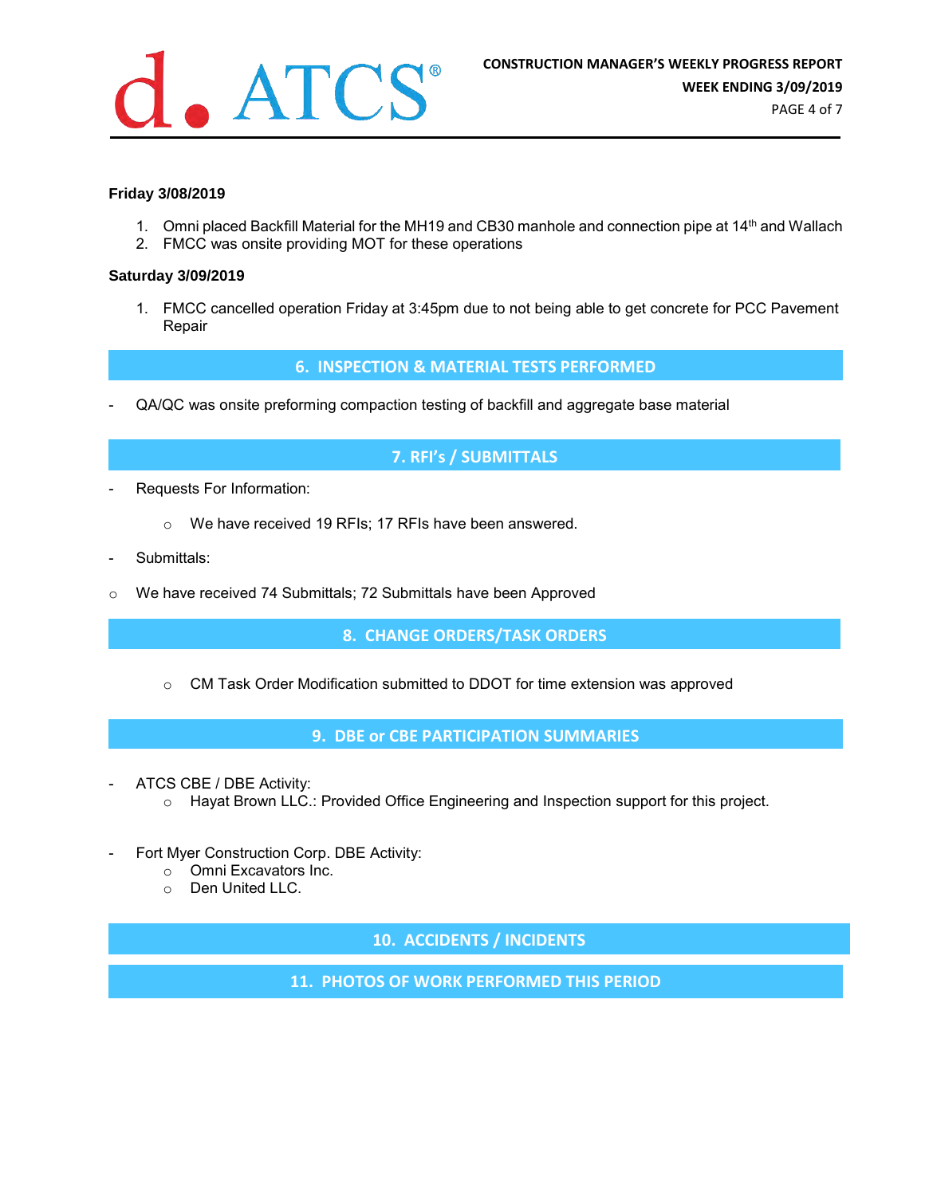**Friday 3/08/2019**

1. Omni placed Backfill Material for the MH19 and CB30 manhole and connection pipe at 14th and Wallach
2. FMCC was onsite providing MOT for these operations

**Saturday 3/09/2019**

1. FMCC cancelled operation Friday at 3:45pm due to not being able to get concrete for PCC Pavement Repair

## 6. INSPECTION & MATERIAL TESTS PERFORMED

- QA/QC was onsite preforming compaction testing of backfill and aggregate base material

## 7. RFI's / SUBMITTALS

- Requests For Information:
    - We have received 19 RFIs; 17 RFIs have been answered.
- Submittals:
- We have received 74 Submittals; 72 Submittals have been Approved

## 8. CHANGE ORDERS/TASK ORDERS

- CM Task Order Modification submitted to DDOT for time extension was approved

## 9. DBE or CBE PARTICIPATION SUMMARIES

- ATCS CBE / DBE Activity:
    - Hayat Brown LLC.: Provided Office Engineering and Inspection support for this project.
- Fort Myer Construction Corp. DBE Activity:
    - Omni Excavators Inc.
    - Den United LLC.

## 10. ACCIDENTS / INCIDENTS

## 11. PHOTOS OF WORK PERFORMED THIS PERIOD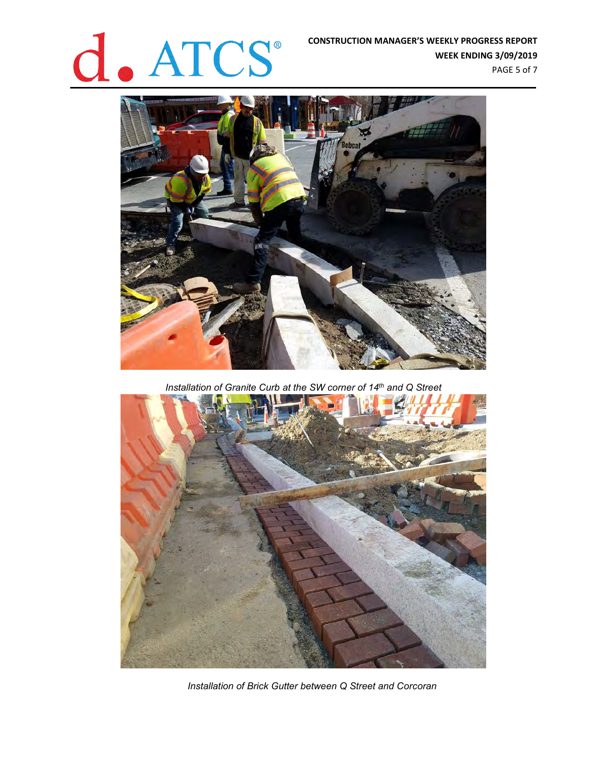*Installation of Granite Curb at the SW corner of 14th and Q Street*

*Installation of Brick Gutter between Q Street and Corcoran*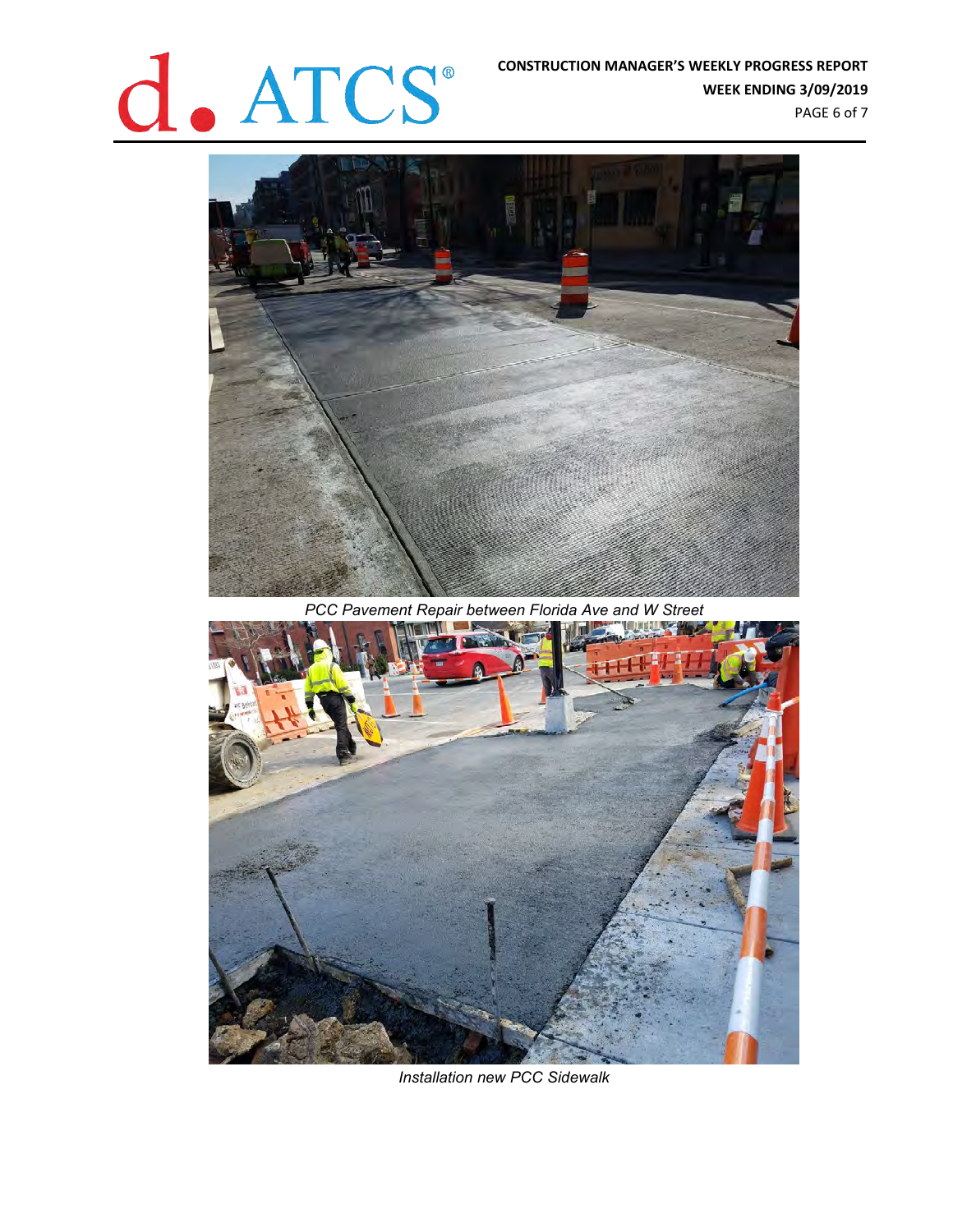*PCC Pavement Repair between Florida Ave and W Street*

*Installation new PCC Sidewalk*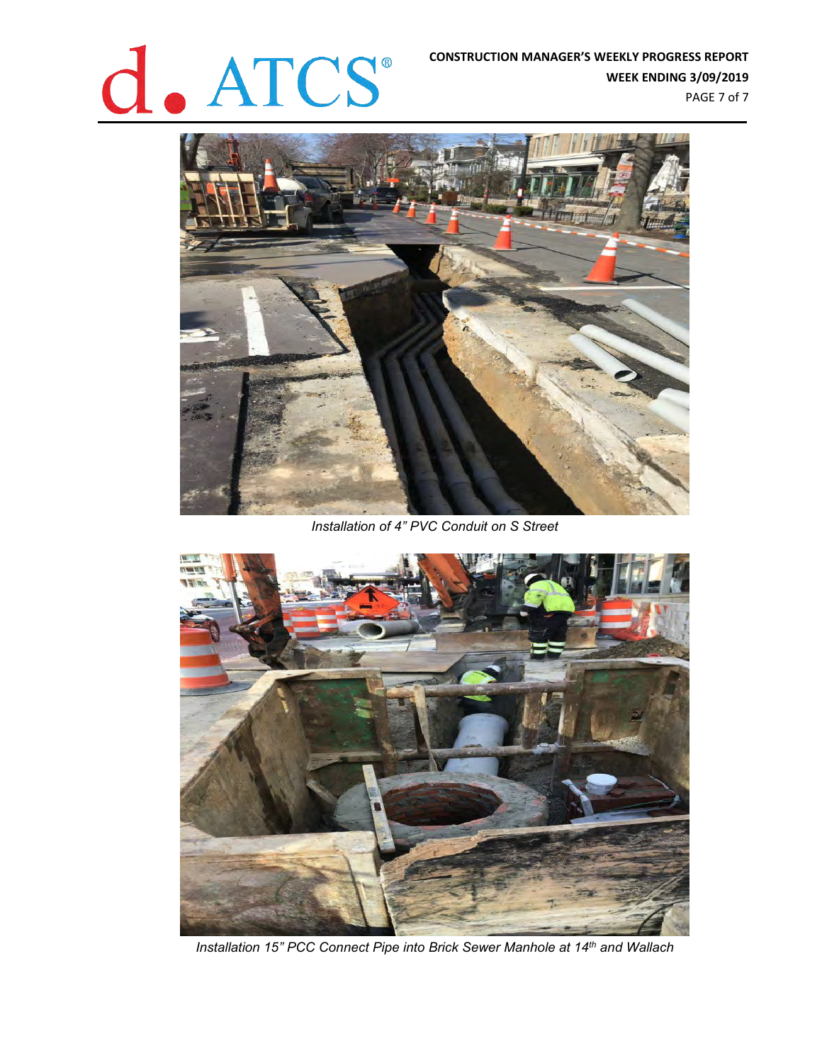*Installation of 4" PVC Conduit on S Street*

*Installation 15" PCC Connect Pipe into Brick Sewer Manhole at 14th and Wallach*